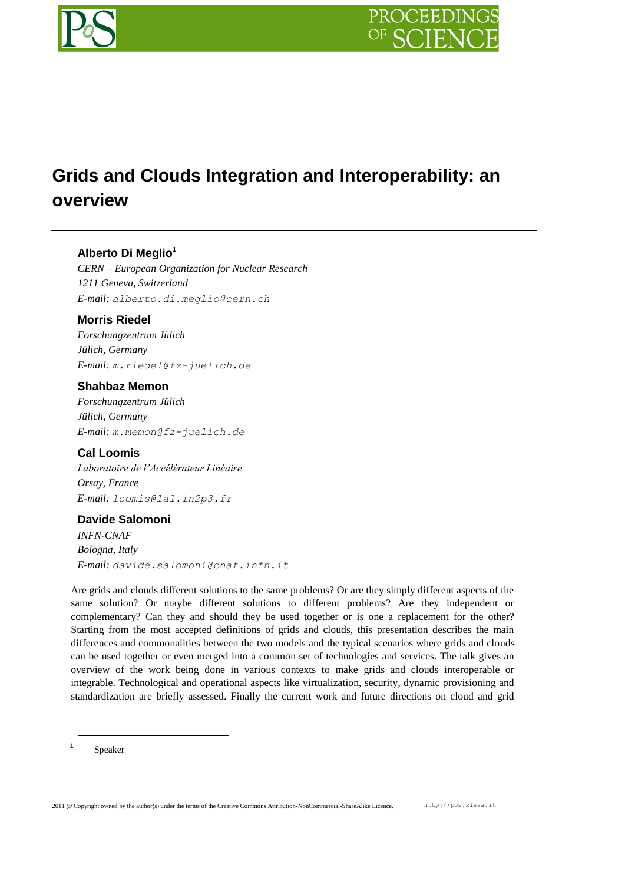# Grids and Clouds Integration and Interoperability: an overview

**Alberto Di Meglio**[1]

*CERN – European Organization for Nuclear Research*
*1211 Geneva, Switzerland*
*E-mail:* alberto.di.meglio@cern.ch

**Morris Riedel**

*Forschungzentrum Jülich*
*Jülich, Germany*
*E-mail:* m.riedel@fz-juelich.de

**Shahbaz Memon**

*Forschungzentrum Jülich*
*Jülich, Germany*
*E-mail:* m.memon@fz-juelich.de

**Cal Loomis**

*Laboratoire de l'Accélérateur Linéaire*
*Orsay, France*
*E-mail:* loomis@lal.in2p3.fr

**Davide Salomoni**

*INFN-CNAF*
*Bologna, Italy*
*E-mail:* davide.salomoni@cnaf.infn.it

Are grids and clouds different solutions to the same problems? Or are they simply different aspects of the same solution? Or maybe different solutions to different problems? Are they independent or complementary? Can they and should they be used together or is one a replacement for the other? Starting from the most accepted definitions of grids and clouds, this presentation describes the main differences and commonalities between the two models and the typical scenarios where grids and clouds can be used together or even merged into a common set of technologies and services. The talk gives an overview of the work being done in various contexts to make grids and clouds interoperable or integrable. Technological and operational aspects like virtualization, security, dynamic provisioning and standardization are briefly assessed. Finally the current work and future directions on cloud and grid

[1] Speaker

2011 @ Copyright owned by the author(s) under the terms of the Creative Commons Attribution-NonCommercial-ShareAlike Licence. http://pos.sissa.it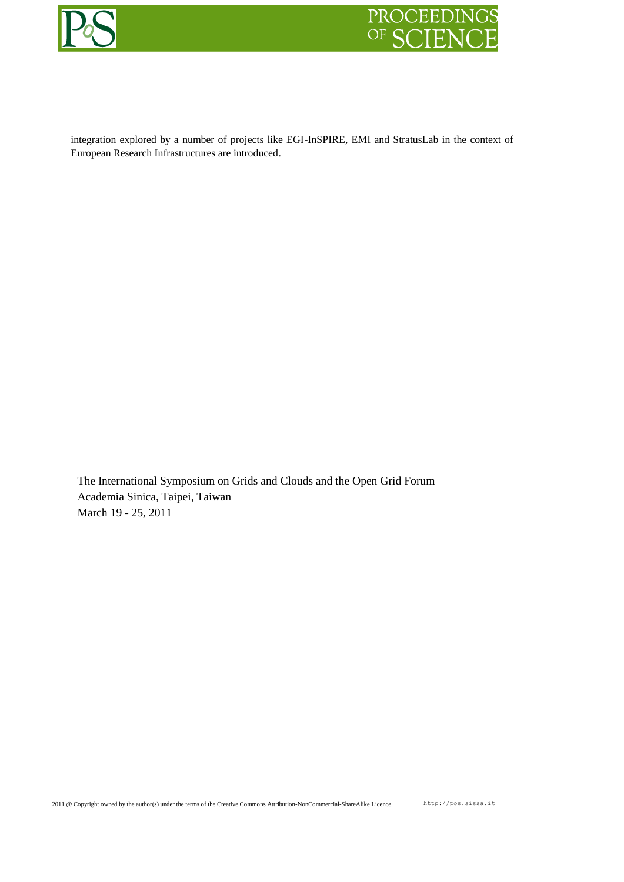integration explored by a number of projects like EGI-InSPIRE, EMI and StratusLab in the context of European Research Infrastructures are introduced.

The International Symposium on Grids and Clouds and the Open Grid Forum
Academia Sinica, Taipei, Taiwan
March 19 - 25, 2011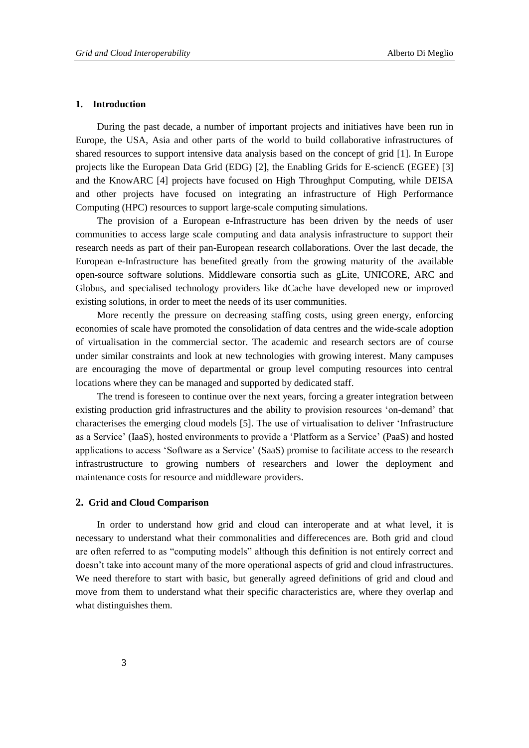## 1. Introduction

During the past decade, a number of important projects and initiatives have been run in Europe, the USA, Asia and other parts of the world to build collaborative infrastructures of shared resources to support intensive data analysis based on the concept of grid [1]. In Europe projects like the European Data Grid (EDG) [2], the Enabling Grids for E-sciencE (EGEE) [3] and the KnowARC [4] projects have focused on High Throughput Computing, while DEISA and other projects have focused on integrating an infrastructure of High Performance Computing (HPC) resources to support large-scale computing simulations.

The provision of a European e-Infrastructure has been driven by the needs of user communities to access large scale computing and data analysis infrastructure to support their research needs as part of their pan-European research collaborations. Over the last decade, the European e-Infrastructure has benefited greatly from the growing maturity of the available open-source software solutions. Middleware consortia such as gLite, UNICORE, ARC and Globus, and specialised technology providers like dCache have developed new or improved existing solutions, in order to meet the needs of its user communities.

More recently the pressure on decreasing staffing costs, using green energy, enforcing economies of scale have promoted the consolidation of data centres and the wide-scale adoption of virtualisation in the commercial sector. The academic and research sectors are of course under similar constraints and look at new technologies with growing interest. Many campuses are encouraging the move of departmental or group level computing resources into central locations where they can be managed and supported by dedicated staff.

The trend is foreseen to continue over the next years, forcing a greater integration between existing production grid infrastructures and the ability to provision resources 'on-demand' that characterises the emerging cloud models [5]. The use of virtualisation to deliver 'Infrastructure as a Service' (IaaS), hosted environments to provide a 'Platform as a Service' (PaaS) and hosted applications to access 'Software as a Service' (SaaS) promise to facilitate access to the research infrastrustructure to growing numbers of researchers and lower the deployment and maintenance costs for resource and middleware providers.

## 2. Grid and Cloud Comparison

In order to understand how grid and cloud can interoperate and at what level, it is necessary to understand what their commonalities and differecences are. Both grid and cloud are often referred to as "computing models" although this definition is not entirely correct and doesn't take into account many of the more operational aspects of grid and cloud infrastructures. We need therefore to start with basic, but generally agreed definitions of grid and cloud and move from them to understand what their specific characteristics are, where they overlap and what distinguishes them.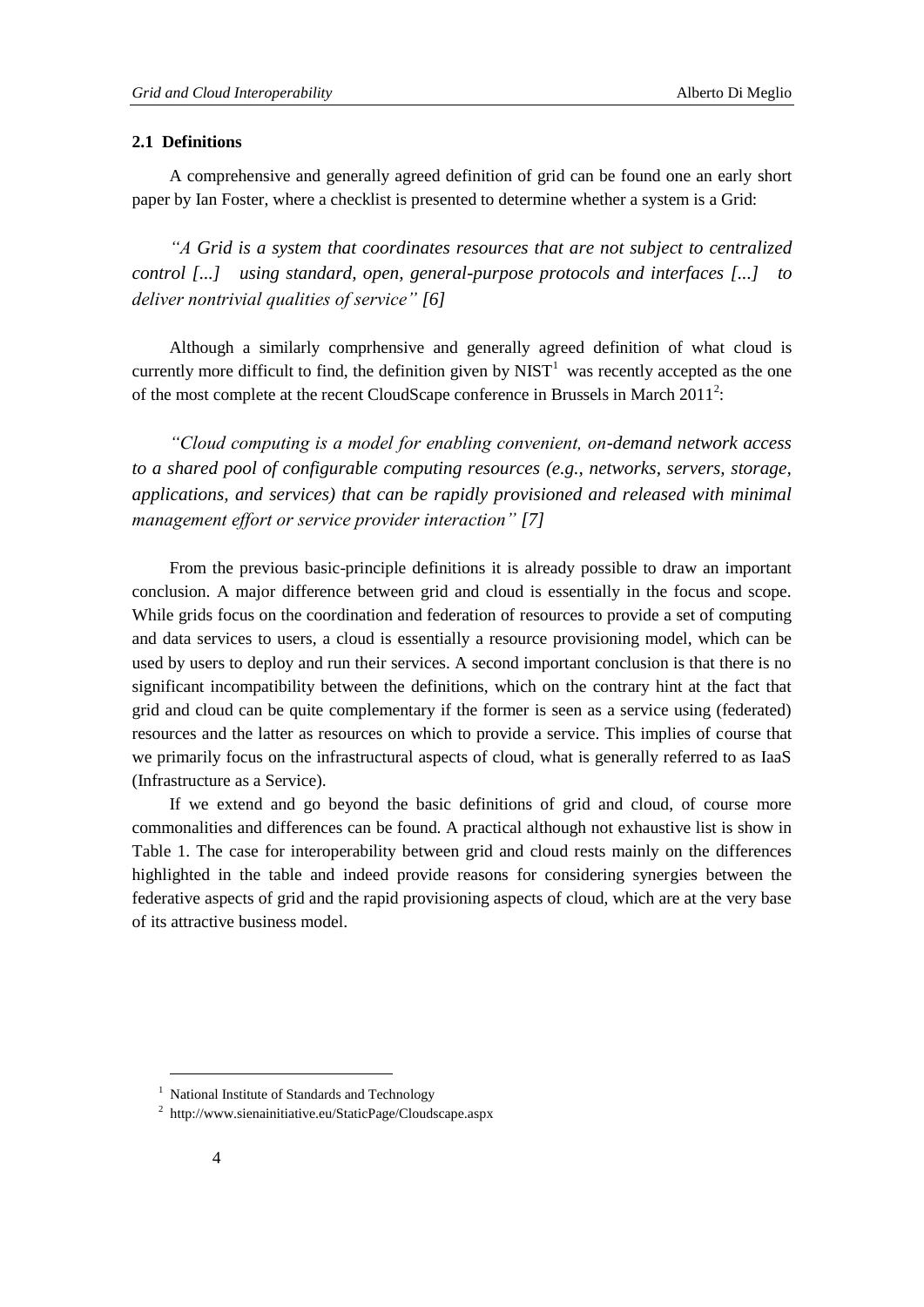## 2.1 Definitions

A comprehensive and generally agreed definition of grid can be found one an early short paper by Ian Foster, where a checklist is presented to determine whether a system is a Grid:

*"A Grid is a system that coordinates resources that are not subject to centralized control [...] using standard, open, general-purpose protocols and interfaces [...] to deliver nontrivial qualities of service" [6]*

Although a similarly comprhensive and generally agreed definition of what cloud is currently more difficult to find, the definition given by NIST[1] was recently accepted as the one of the most complete at the recent CloudScape conference in Brussels in March 2011[2]:

*"Cloud computing is a model for enabling convenient, on-demand network access to a shared pool of configurable computing resources (e.g., networks, servers, storage, applications, and services) that can be rapidly provisioned and released with minimal management effort or service provider interaction" [7]*

From the previous basic-principle definitions it is already possible to draw an important conclusion. A major difference between grid and cloud is essentially in the focus and scope. While grids focus on the coordination and federation of resources to provide a set of computing and data services to users, a cloud is essentially a resource provisioning model, which can be used by users to deploy and run their services. A second important conclusion is that there is no significant incompatibility between the definitions, which on the contrary hint at the fact that grid and cloud can be quite complementary if the former is seen as a service using (federated) resources and the latter as resources on which to provide a service. This implies of course that we primarily focus on the infrastructural aspects of cloud, what is generally referred to as IaaS (Infrastructure as a Service).

If we extend and go beyond the basic definitions of grid and cloud, of course more commonalities and differences can be found. A practical although not exhaustive list is show in Table 1. The case for interoperability between grid and cloud rests mainly on the differences highlighted in the table and indeed provide reasons for considering synergies between the federative aspects of grid and the rapid provisioning aspects of cloud, which are at the very base of its attractive business model.

---

[1] National Institute of Standards and Technology

[2] http://www.sienainitiative.eu/StaticPage/Cloudscape.aspx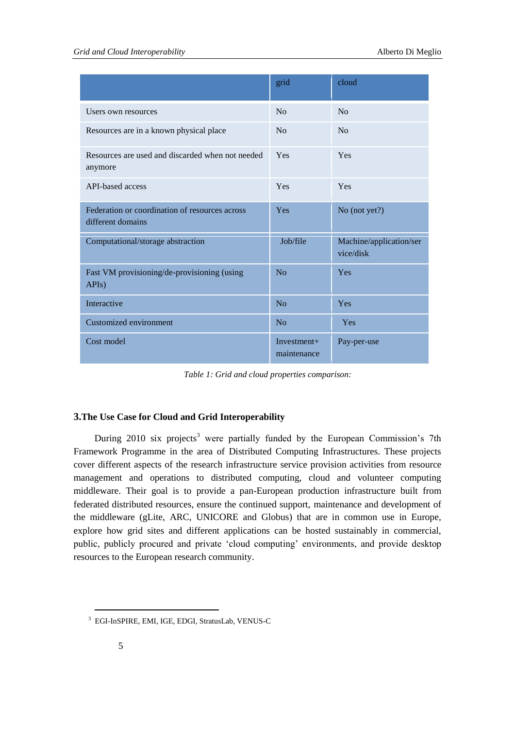|  | grid | cloud |
|---|---|---|
| Users own resources | No | No |
| Resources are in a known physical place | No | No |
| Resources are used and discarded when not needed anymore | Yes | Yes |
| API-based access | Yes | Yes |
| Federation or coordination of resources across different domains | Yes | No (not yet?) |
| Computational/storage abstraction | Job/file | Machine/application/service/disk |
| Fast VM provisioning/de-provisioning (using APIs) | No | Yes |
| Interactive | No | Yes |
| Customized environment | No | Yes |
| Cost model | Investment+ maintenance | Pay-per-use |

*Table 1: Grid and cloud properties comparison:*

### 3.The Use Case for Cloud and Grid Interoperability

During 2010 six projects[3] were partially funded by the European Commission's 7th Framework Programme in the area of Distributed Computing Infrastructures. These projects cover different aspects of the research infrastructure service provision activities from resource management and operations to distributed computing, cloud and volunteer computing middleware. Their goal is to provide a pan-European production infrastructure built from federated distributed resources, ensure the continued support, maintenance and development of the middleware (gLite, ARC, UNICORE and Globus) that are in common use in Europe, explore how grid sites and different applications can be hosted sustainably in commercial, public, publicly procured and private 'cloud computing' environments, and provide desktop resources to the European research community.

---

[3] EGI-InSPIRE, EMI, IGE, EDGI, StratusLab, VENUS-C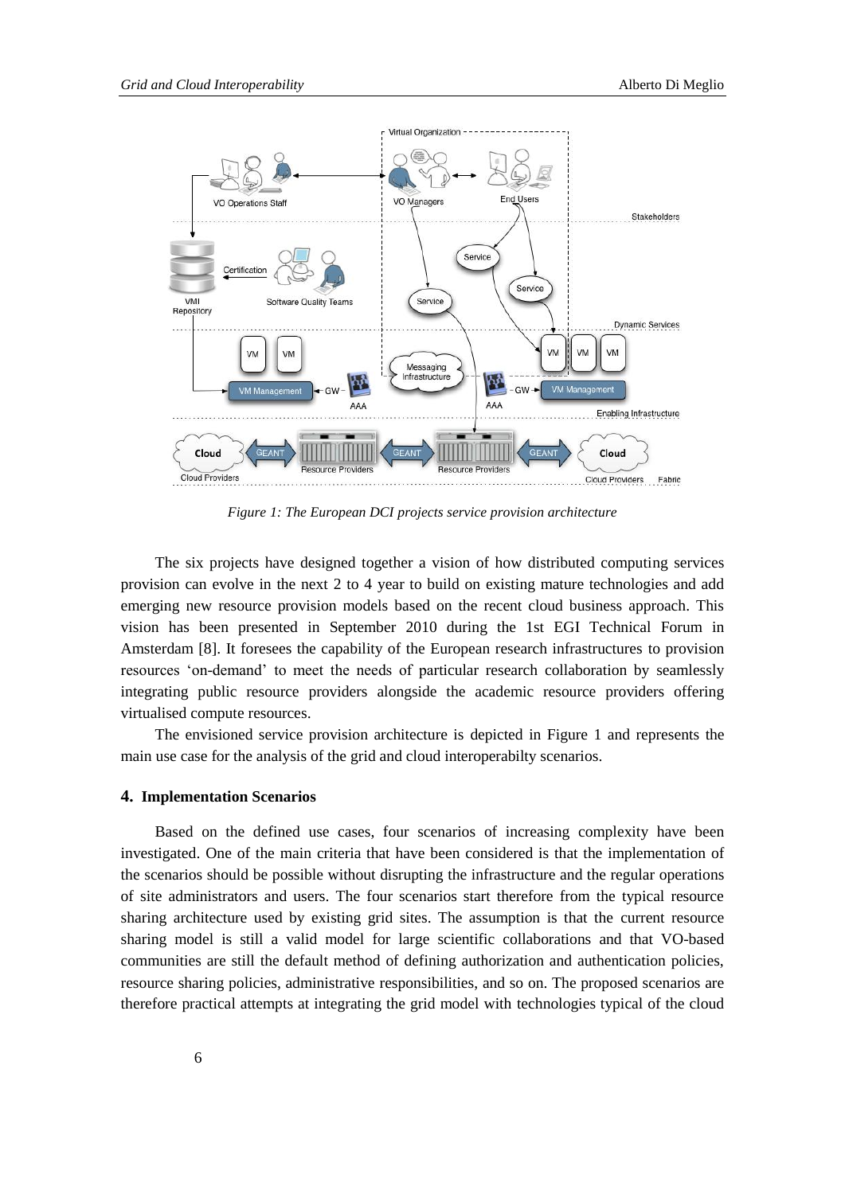*Figure 1: The European DCI projects service provision architecture*

The six projects have designed together a vision of how distributed computing services provision can evolve in the next 2 to 4 year to build on existing mature technologies and add emerging new resource provision models based on the recent cloud business approach. This vision has been presented in September 2010 during the 1st EGI Technical Forum in Amsterdam [8]. It foresees the capability of the European research infrastructures to provision resources 'on-demand' to meet the needs of particular research collaboration by seamlessly integrating public resource providers alongside the academic resource providers offering virtualised compute resources.

The envisioned service provision architecture is depicted in Figure 1 and represents the main use case for the analysis of the grid and cloud interoperabilty scenarios.

## 4. Implementation Scenarios

Based on the defined use cases, four scenarios of increasing complexity have been investigated. One of the main criteria that have been considered is that the implementation of the scenarios should be possible without disrupting the infrastructure and the regular operations of site administrators and users. The four scenarios start therefore from the typical resource sharing architecture used by existing grid sites. The assumption is that the current resource sharing model is still a valid model for large scientific collaborations and that VO-based communities are still the default method of defining authorization and authentication policies, resource sharing policies, administrative responsibilities, and so on. The proposed scenarios are therefore practical attempts at integrating the grid model with technologies typical of the cloud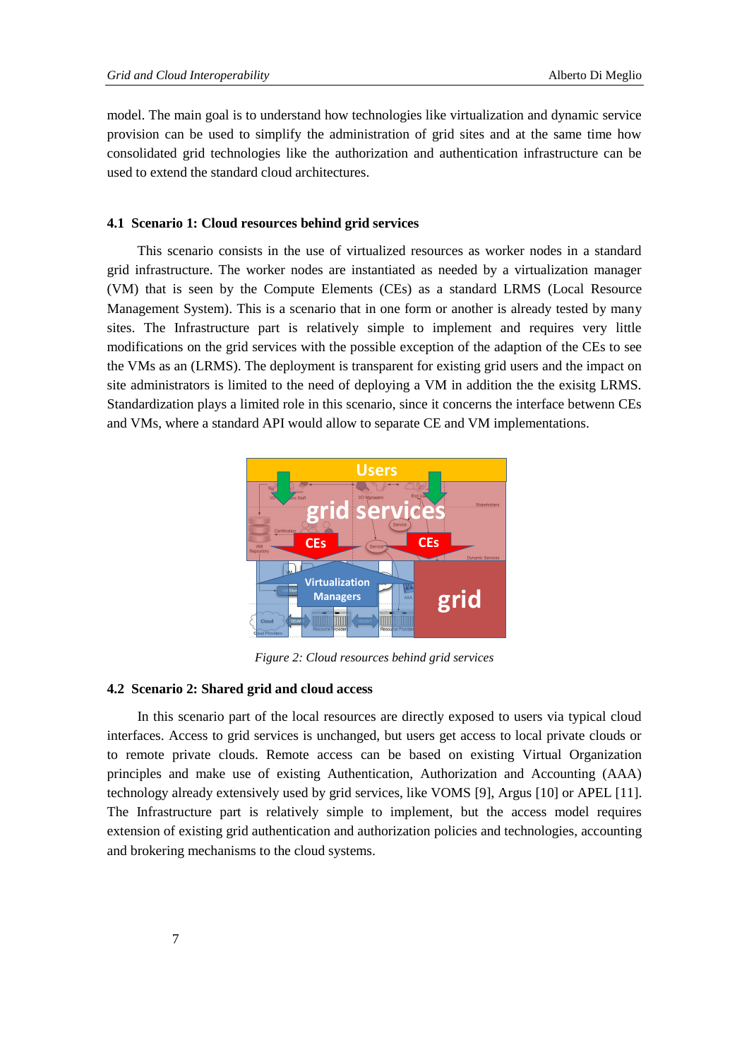model. The main goal is to understand how technologies like virtualization and dynamic service provision can be used to simplify the administration of grid sites and at the same time how consolidated grid technologies like the authorization and authentication infrastructure can be used to extend the standard cloud architectures.

### 4.1 Scenario 1: Cloud resources behind grid services

This scenario consists in the use of virtualized resources as worker nodes in a standard grid infrastructure. The worker nodes are instantiated as needed by a virtualization manager (VM) that is seen by the Compute Elements (CEs) as a standard LRMS (Local Resource Management System). This is a scenario that in one form or another is already tested by many sites. The Infrastructure part is relatively simple to implement and requires very little modifications on the grid services with the possible exception of the adaption of the CEs to see the VMs as an (LRMS). The deployment is transparent for existing grid users and the impact on site administrators is limited to the need of deploying a VM in addition the the exisitg LRMS. Standardization plays a limited role in this scenario, since it concerns the interface betwenn CEs and VMs, where a standard API would allow to separate CE and VM implementations.

*Figure 2: Cloud resources behind grid services*

### 4.2 Scenario 2: Shared grid and cloud access

In this scenario part of the local resources are directly exposed to users via typical cloud interfaces. Access to grid services is unchanged, but users get access to local private clouds or to remote private clouds. Remote access can be based on existing Virtual Organization principles and make use of existing Authentication, Authorization and Accounting (AAA) technology already extensively used by grid services, like VOMS [9], Argus [10] or APEL [11]. The Infrastructure part is relatively simple to implement, but the access model requires extension of existing grid authentication and authorization policies and technologies, accounting and brokering mechanisms to the cloud systems.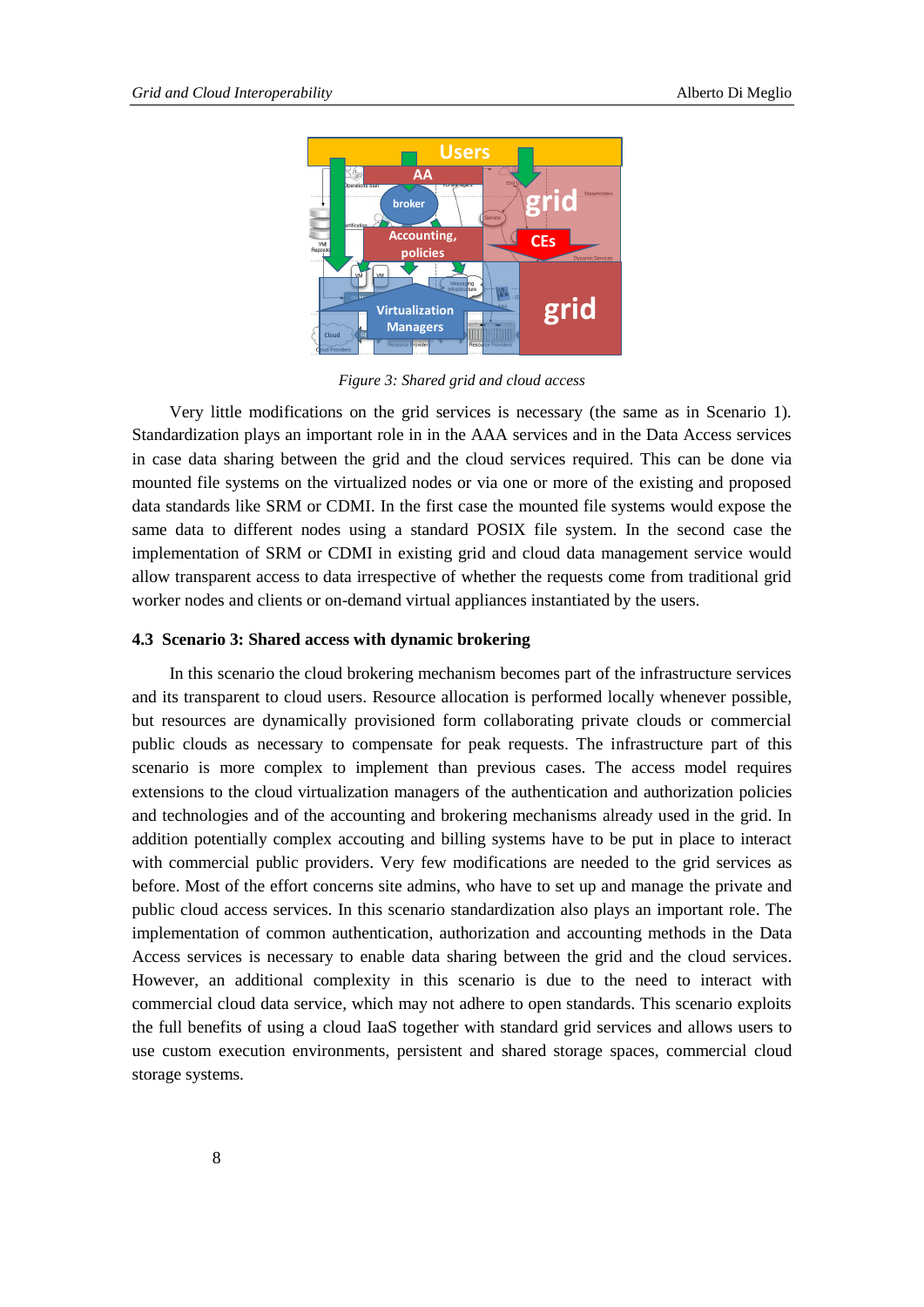*Figure 3: Shared grid and cloud access*

Very little modifications on the grid services is necessary (the same as in Scenario 1). Standardization plays an important role in the AAA services and in the Data Access services in case data sharing between the grid and the cloud services required. This can be done via mounted file systems on the virtualized nodes or via one or more of the existing and proposed data standards like SRM or CDMI. In the first case the mounted file systems would expose the same data to different nodes using a standard POSIX file system. In the second case the implementation of SRM or CDMI in existing grid and cloud data management service would allow transparent access to data irrespective of whether the requests come from traditional grid worker nodes and clients or on-demand virtual appliances instantiated by the users.

### 4.3 Scenario 3: Shared access with dynamic brokering

In this scenario the cloud brokering mechanism becomes part of the infrastructure services and its transparent to cloud users. Resource allocation is performed locally whenever possible, but resources are dynamically provisioned form collaborating private clouds or commercial public clouds as necessary to compensate for peak requests. The infrastructure part of this scenario is more complex to implement than previous cases. The access model requires extensions to the cloud virtualization managers of the authentication and authorization policies and technologies and of the accounting and brokering mechanisms already used in the grid. In addition potentially complex accouting and billing systems have to be put in place to interact with commercial public providers. Very few modifications are needed to the grid services as before. Most of the effort concerns site admins, who have to set up and manage the private and public cloud access services. In this scenario standardization also plays an important role. The implementation of common authentication, authorization and accounting methods in the Data Access services is necessary to enable data sharing between the grid and the cloud services. However, an additional complexity in this scenario is due to the need to interact with commercial cloud data service, which may not adhere to open standards. This scenario exploits the full benefits of using a cloud IaaS together with standard grid services and allows users to use custom execution environments, persistent and shared storage spaces, commercial cloud storage systems.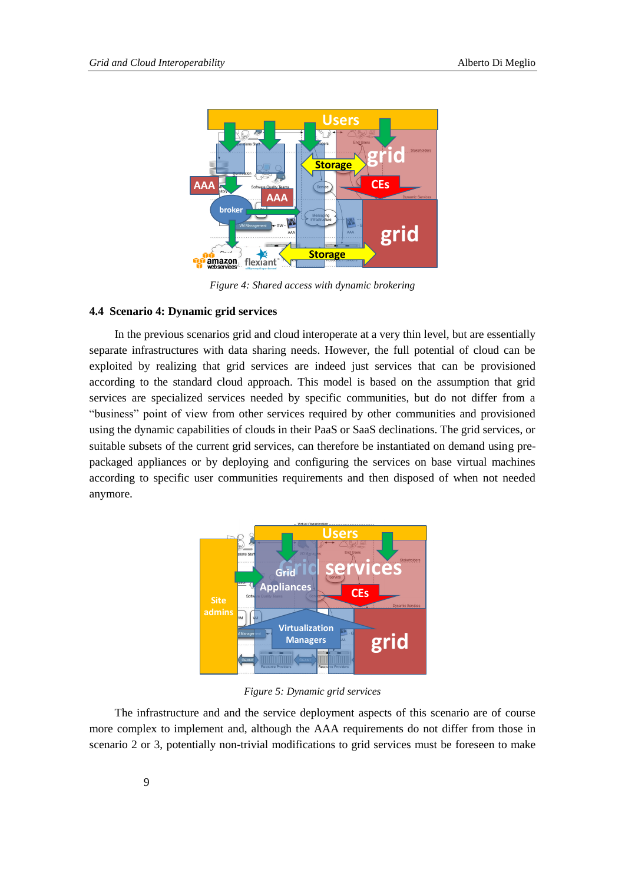*Figure 4: Shared access with dynamic brokering*

### 4.4 Scenario 4: Dynamic grid services

In the previous scenarios grid and cloud interoperate at a very thin level, but are essentially separate infrastructures with data sharing needs. However, the full potential of cloud can be exploited by realizing that grid services are indeed just services that can be provisioned according to the standard cloud approach. This model is based on the assumption that grid services are specialized services needed by specific communities, but do not differ from a "business" point of view from other services required by other communities and provisioned using the dynamic capabilities of clouds in their PaaS or SaaS declinations. The grid services, or suitable subsets of the current grid services, can therefore be instantiated on demand using pre-packaged appliances or by deploying and configuring the services on base virtual machines according to specific user communities requirements and then disposed of when not needed anymore.

*Figure 5: Dynamic grid services*

The infrastructure and and the service deployment aspects of this scenario are of course more complex to implement and, although the AAA requirements do not differ from those in scenario 2 or 3, potentially non-trivial modifications to grid services must be foreseen to make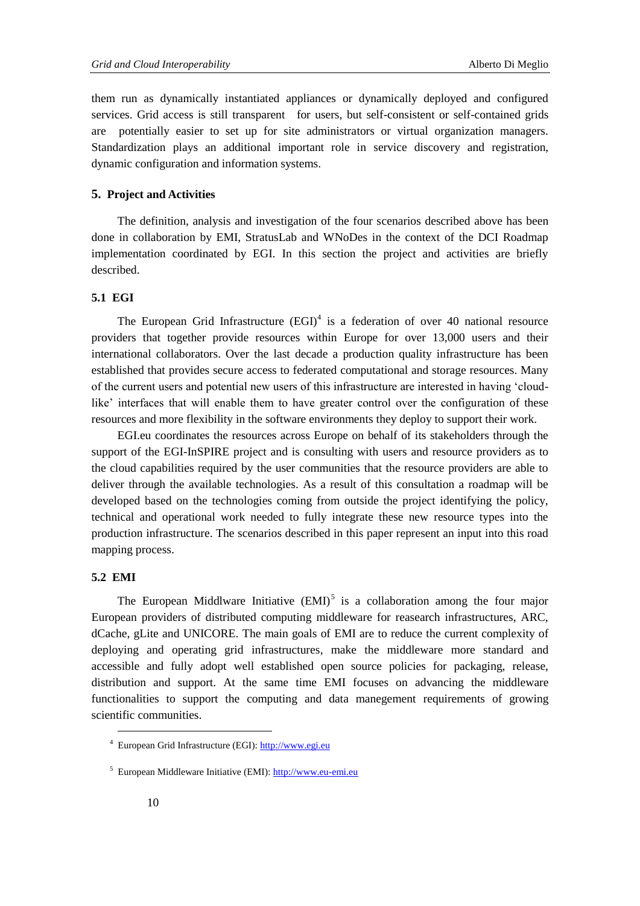them run as dynamically instantiated appliances or dynamically deployed and configured services. Grid access is still transparent for users, but self-consistent or self-contained grids are potentially easier to set up for site administrators or virtual organization managers. Standardization plays an additional important role in service discovery and registration, dynamic configuration and information systems.

## 5. Project and Activities

The definition, analysis and investigation of the four scenarios described above has been done in collaboration by EMI, StratusLab and WNoDes in the context of the DCI Roadmap implementation coordinated by EGI. In this section the project and activities are briefly described.

### 5.1 EGI

The European Grid Infrastructure (EGI)[4] is a federation of over 40 national resource providers that together provide resources within Europe for over 13,000 users and their international collaborators. Over the last decade a production quality infrastructure has been established that provides secure access to federated computational and storage resources. Many of the current users and potential new users of this infrastructure are interested in having 'cloud-like' interfaces that will enable them to have greater control over the configuration of these resources and more flexibility in the software environments they deploy to support their work.

EGI.eu coordinates the resources across Europe on behalf of its stakeholders through the support of the EGI-InSPIRE project and is consulting with users and resource providers as to the cloud capabilities required by the user communities that the resource providers are able to deliver through the available technologies. As a result of this consultation a roadmap will be developed based on the technologies coming from outside the project identifying the policy, technical and operational work needed to fully integrate these new resource types into the production infrastructure. The scenarios described in this paper represent an input into this road mapping process.

### 5.2 EMI

The European Middlware Initiative (EMI)[5] is a collaboration among the four major European providers of distributed computing middleware for reasearch infrastructures, ARC, dCache, gLite and UNICORE. The main goals of EMI are to reduce the current complexity of deploying and operating grid infrastructures, make the middleware more standard and accessible and fully adopt well established open source policies for packaging, release, distribution and support. At the same time EMI focuses on advancing the middleware functionalities to support the computing and data manegement requirements of growing scientific communities.

---

[4] European Grid Infrastructure (EGI): http://www.egi.eu

[5] European Middleware Initiative (EMI): http://www.eu-emi.eu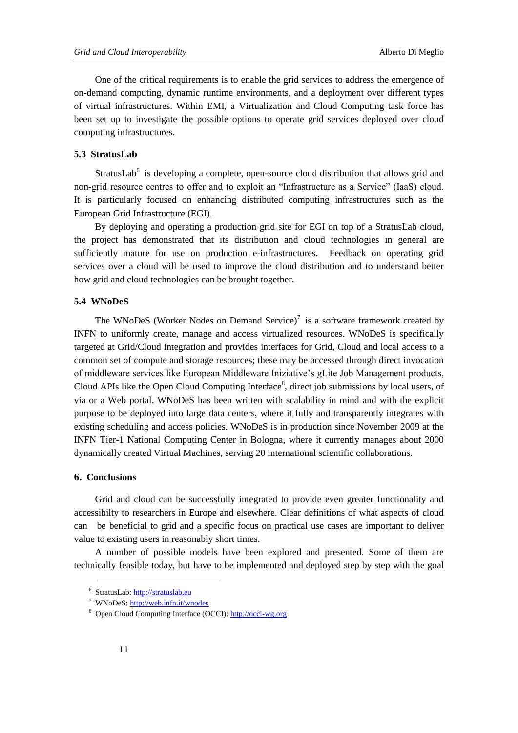One of the critical requirements is to enable the grid services to address the emergence of on-demand computing, dynamic runtime environments, and a deployment over different types of virtual infrastructures. Within EMI, a Virtualization and Cloud Computing task force has been set up to investigate the possible options to operate grid services deployed over cloud computing infrastructures.

### 5.3 StratusLab

StratusLab[6] is developing a complete, open-source cloud distribution that allows grid and non-grid resource centres to offer and to exploit an "Infrastructure as a Service" (IaaS) cloud. It is particularly focused on enhancing distributed computing infrastructures such as the European Grid Infrastructure (EGI).

By deploying and operating a production grid site for EGI on top of a StratusLab cloud, the project has demonstrated that its distribution and cloud technologies in general are sufficiently mature for use on production e-infrastructures. Feedback on operating grid services over a cloud will be used to improve the cloud distribution and to understand better how grid and cloud technologies can be brought together.

### 5.4 WNoDeS

The WNoDeS (Worker Nodes on Demand Service)[7] is a software framework created by INFN to uniformly create, manage and access virtualized resources. WNoDeS is specifically targeted at Grid/Cloud integration and provides interfaces for Grid, Cloud and local access to a common set of compute and storage resources; these may be accessed through direct invocation of middleware services like European Middleware Iniziative's gLite Job Management products, Cloud APIs like the Open Cloud Computing Interface[8], direct job submissions by local users, of via or a Web portal. WNoDeS has been written with scalability in mind and with the explicit purpose to be deployed into large data centers, where it fully and transparently integrates with existing scheduling and access policies. WNoDeS is in production since November 2009 at the INFN Tier-1 National Computing Center in Bologna, where it currently manages about 2000 dynamically created Virtual Machines, serving 20 international scientific collaborations.

## 6. Conclusions

Grid and cloud can be successfully integrated to provide even greater functionality and accessibilty to researchers in Europe and elsewhere. Clear definitions of what aspects of cloud can be beneficial to grid and a specific focus on practical use cases are important to deliver value to existing users in reasonably short times.

A number of possible models have been explored and presented. Some of them are technically feasible today, but have to be implemented and deployed step by step with the goal

---

[6] StratusLab: http://stratuslab.eu

[7] WNoDeS: http://web.infn.it/wnodes

[8] Open Cloud Computing Interface (OCCI): http://occi-wg.org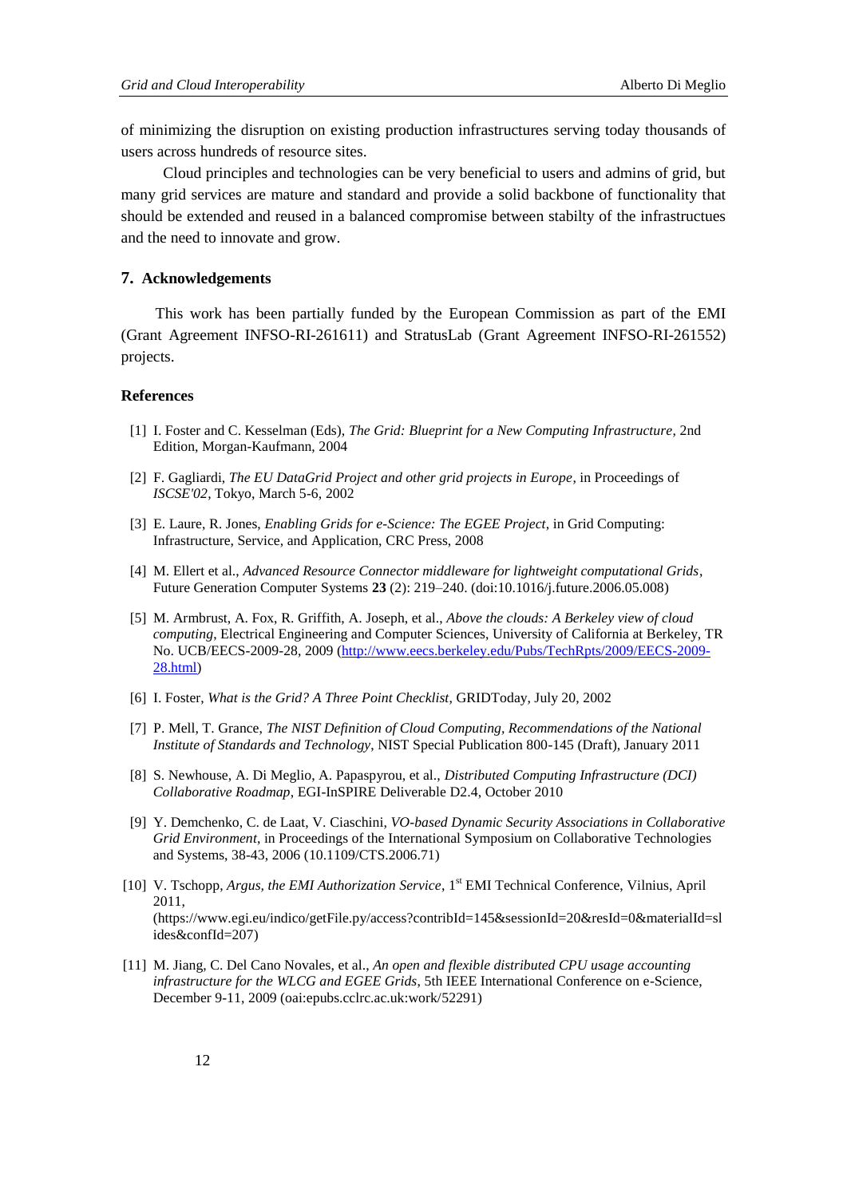of minimizing the disruption on existing production infrastructures serving today thousands of users across hundreds of resource sites.

Cloud principles and technologies can be very beneficial to users and admins of grid, but many grid services are mature and standard and provide a solid backbone of functionality that should be extended and reused in a balanced compromise between stabilty of the infrastructues and the need to innovate and grow.

## 7. Acknowledgements

This work has been partially funded by the European Commission as part of the EMI (Grant Agreement INFSO-RI-261611) and StratusLab (Grant Agreement INFSO-RI-261552) projects.

## References

[1] I. Foster and C. Kesselman (Eds), *The Grid: Blueprint for a New Computing Infrastructure*, 2nd Edition, Morgan-Kaufmann, 2004

[2] F. Gagliardi, *The EU DataGrid Project and other grid projects in Europe*, in Proceedings of *ISCSE'02*, Tokyo, March 5-6, 2002

[3] E. Laure, R. Jones, *Enabling Grids for e-Science: The EGEE Project*, in Grid Computing: Infrastructure, Service, and Application, CRC Press, 2008

[4] M. Ellert et al., *Advanced Resource Connector middleware for lightweight computational Grids*, Future Generation Computer Systems **23** (2): 219–240. (doi:10.1016/j.future.2006.05.008)

[5] M. Armbrust, A. Fox, R. Griffith, A. Joseph, et al., *Above the clouds: A Berkeley view of cloud computing*, Electrical Engineering and Computer Sciences, University of California at Berkeley, TR No. UCB/EECS-2009-28, 2009 (http://www.eecs.berkeley.edu/Pubs/TechRpts/2009/EECS-2009-28.html)

[6] I. Foster, *What is the Grid? A Three Point Checklist*, GRIDToday, July 20, 2002

[7] P. Mell, T. Grance, *The NIST Definition of Cloud Computing*, *Recommendations of the National Institute of Standards and Technology*, NIST Special Publication 800-145 (Draft), January 2011

[8] S. Newhouse, A. Di Meglio, A. Papaspyrou, et al., *Distributed Computing Infrastructure (DCI) Collaborative Roadmap*, EGI-InSPIRE Deliverable D2.4, October 2010

[9] Y. Demchenko, C. de Laat, V. Ciaschini, *VO-based Dynamic Security Associations in Collaborative Grid Environment*, in Proceedings of the International Symposium on Collaborative Technologies and Systems, 38-43, 2006 (10.1109/CTS.2006.71)

[10] V. Tschopp, *Argus, the EMI Authorization Service*, 1st EMI Technical Conference, Vilnius, April 2011, (https://www.egi.eu/indico/getFile.py/access?contribId=145&sessionId=20&resId=0&materialId=slides&confId=207)

[11] M. Jiang, C. Del Cano Novales, et al., *An open and flexible distributed CPU usage accounting infrastructure for the WLCG and EGEE Grids*, 5th IEEE International Conference on e-Science, December 9-11, 2009 (oai:epubs.cclrc.ac.uk:work/52291)